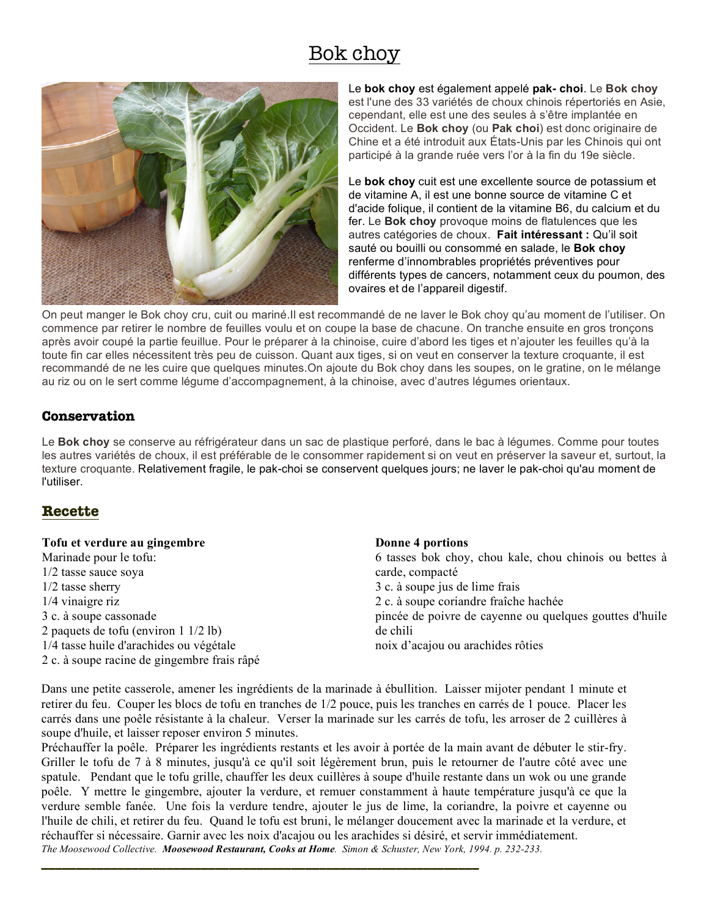# Bok choy

Le **bok choy** est également appelé **pak- choi**. Le **Bok choy** est l'une des 33 variétés de choux chinois répertoriés en Asie, cependant, elle est une des seules à s'être implantée en Occident. Le **Bok choy** (ou **Pak choi**) est donc originaire de Chine et a été introduit aux États-Unis par les Chinois qui ont participé à la grande ruée vers l'or à la fin du 19e siècle.

Le **bok choy** cuit est une excellente source de potassium et de vitamine A, il est une bonne source de vitamine C et d'acide folique, il contient de la vitamine B6, du calcium et du fer. Le **Bok choy** provoque moins de flatulences que les autres catégories de choux. **Fait intéressant :** Qu'il soit sauté ou bouilli ou consommé en salade, le **Bok choy** renferme d'innombrables propriétés préventives pour différents types de cancers, notamment ceux du poumon, des ovaires et de l'appareil digestif.

On peut manger le Bok choy cru, cuit ou mariné.Il est recommandé de ne laver le Bok choy qu'au moment de l'utiliser. On commence par retirer le nombre de feuilles voulu et on coupe la base de chacune. On tranche ensuite en gros tronçons après avoir coupé la partie feuillue. Pour le préparer à la chinoise, cuire d'abord les tiges et n'ajouter les feuilles qu'à la toute fin car elles nécessitent très peu de cuisson. Quant aux tiges, si on veut en conserver la texture croquante, il est recommandé de ne les cuire que quelques minutes.On ajoute du Bok choy dans les soupes, on le gratine, on le mélange au riz ou on le sert comme légume d'accompagnement, à la chinoise, avec d'autres légumes orientaux.

## Conservation

Le **Bok choy** se conserve au réfrigérateur dans un sac de plastique perforé, dans le bac à légumes. Comme pour toutes les autres variétés de choux, il est préférable de le consommer rapidement si on veut en préserver la saveur et, surtout, la texture croquante. Relativement fragile, le pak-choi se conservent quelques jours; ne laver le pak-choi qu'au moment de l'utiliser.

## Recette

**Tofu et verdure au gingembre**

Marinade pour le tofu:
1/2 tasse sauce soya
1/2 tasse sherry
1/4 vinaigre riz
3 c. à soupe cassonade
2 paquets de tofu (environ 1 1/2 lb)
1/4 tasse huile d'arachides ou végétale
2 c. à soupe racine de gingembre frais râpé

**Donne 4 portions**

6 tasses bok choy, chou kale, chou chinois ou bettes à carde, compacté
3 c. à soupe jus de lime frais
2 c. à soupe coriandre fraîche hachée
pincée de poivre de cayenne ou quelques gouttes d'huile de chili
noix d'acajou ou arachides rôties

Dans une petite casserole, amener les ingrédients de la marinade à ébullition. Laisser mijoter pendant 1 minute et retirer du feu. Couper les blocs de tofu en tranches de 1/2 pouce, puis les tranches en carrés de 1 pouce. Placer les carrés dans une poêle résistante à la chaleur. Verser la marinade sur les carrés de tofu, les arroser de 2 cuillères à soupe d'huile, et laisser reposer environ 5 minutes.

Préchauffer la poêle. Préparer les ingrédients restants et les avoir à portée de la main avant de débuter le stir-fry. Griller le tofu de 7 à 8 minutes, jusqu'à ce qu'il soit légèrement brun, puis le retourner de l'autre côté avec une spatule. Pendant que le tofu grille, chauffer les deux cuillères à soupe d'huile restante dans un wok ou une grande poêle. Y mettre le gingembre, ajouter la verdure, et remuer constamment à haute température jusqu'à ce que la verdure semble fanée. Une fois la verdure tendre, ajouter le jus de lime, la coriandre, la poivre et cayenne ou l'huile de chili, et retirer du feu. Quand le tofu est bruni, le mélanger doucement avec la marinade et la verdure, et réchauffer si nécessaire. Garnir avec les noix d'acajou ou les arachides si désiré, et servir immédiatement.

*The Moosewood Collective. **Moosewood Restaurant, Cooks at Home**. Simon & Schuster, New York, 1994. p. 232-233.*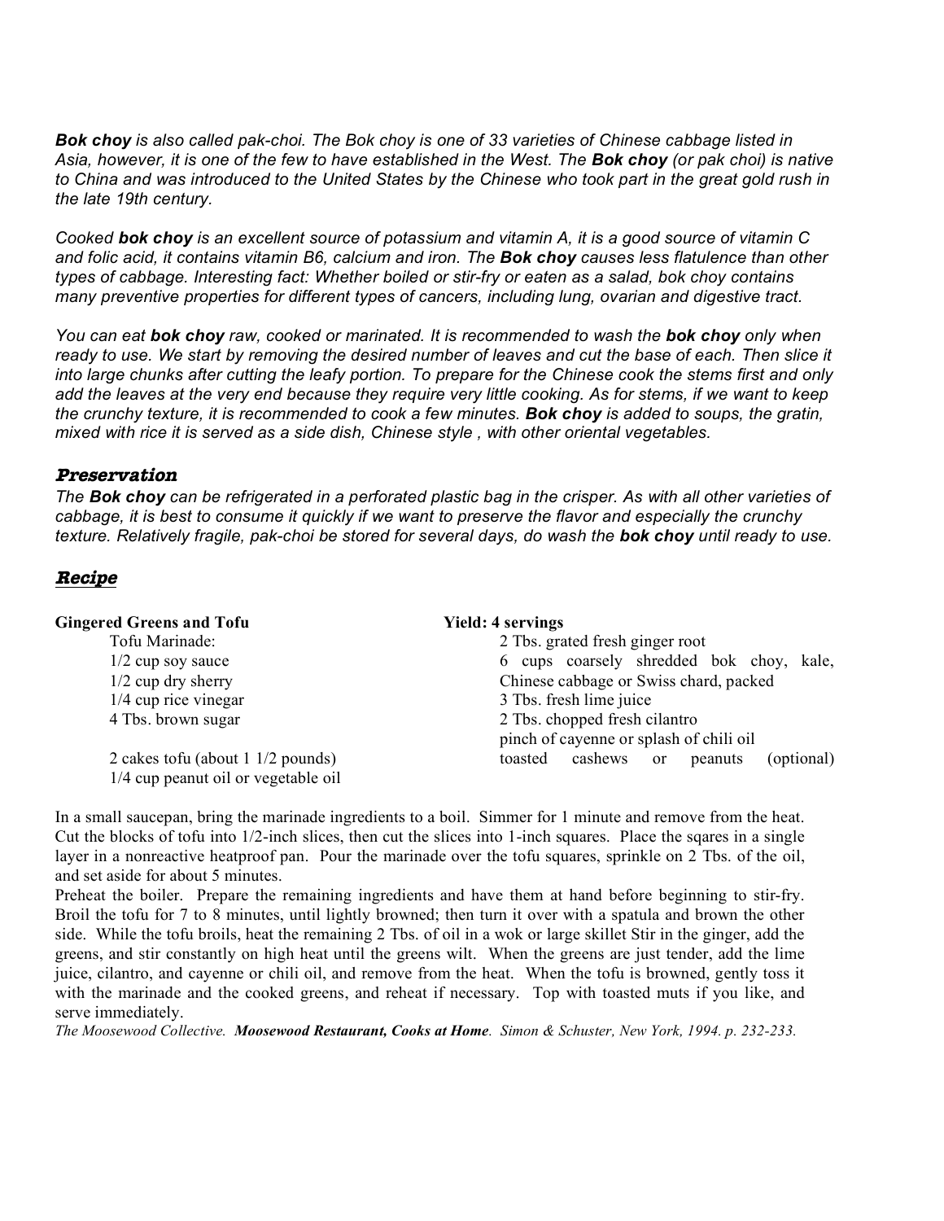***Bok choy*** *is also called pak-choi. The Bok choy is one of 33 varieties of Chinese cabbage listed in Asia, however, it is one of the few to have established in the West. The* ***Bok choy*** *(or pak choi) is native to China and was introduced to the United States by the Chinese who took part in the great gold rush in the late 19th century.*

*Cooked* ***bok choy*** *is an excellent source of potassium and vitamin A, it is a good source of vitamin C and folic acid, it contains vitamin B6, calcium and iron. The* ***Bok choy*** *causes less flatulence than other types of cabbage. Interesting fact: Whether boiled or stir-fry or eaten as a salad, bok choy contains many preventive properties for different types of cancers, including lung, ovarian and digestive tract.*

*You can eat* ***bok choy*** *raw, cooked or marinated. It is recommended to wash the* ***bok choy*** *only when ready to use. We start by removing the desired number of leaves and cut the base of each. Then slice it into large chunks after cutting the leafy portion. To prepare for the Chinese cook the stems first and only add the leaves at the very end because they require very little cooking. As for stems, if we want to keep the crunchy texture, it is recommended to cook a few minutes.* ***Bok choy*** *is added to soups, the gratin, mixed with rice it is served as a side dish, Chinese style , with other oriental vegetables.*

## Preservation

*The* ***Bok choy*** *can be refrigerated in a perforated plastic bag in the crisper. As with all other varieties of cabbage, it is best to consume it quickly if we want to preserve the flavor and especially the crunchy texture. Relatively fragile, pak-choi be stored for several days, do wash the* ***bok choy*** *until ready to use.*

## Recipe

**Gingered Greens and Tofu**

**Yield: 4 servings**

Tofu Marinade:
1/2 cup soy sauce
1/2 cup dry sherry
1/4 cup rice vinegar
4 Tbs. brown sugar

2 cakes tofu (about 1 1/2 pounds)
1/4 cup peanut oil or vegetable oil

2 Tbs. grated fresh ginger root
6 cups coarsely shredded bok choy, kale, Chinese cabbage or Swiss chard, packed
3 Tbs. fresh lime juice
2 Tbs. chopped fresh cilantro
pinch of cayenne or splash of chili oil
toasted cashews or peanuts (optional)

In a small saucepan, bring the marinade ingredients to a boil. Simmer for 1 minute and remove from the heat. Cut the blocks of tofu into 1/2-inch slices, then cut the slices into 1-inch squares. Place the sqares in a single layer in a nonreactive heatproof pan. Pour the marinade over the tofu squares, sprinkle on 2 Tbs. of the oil, and set aside for about 5 minutes.

Preheat the boiler. Prepare the remaining ingredients and have them at hand before beginning to stir-fry. Broil the tofu for 7 to 8 minutes, until lightly browned; then turn it over with a spatula and brown the other side. While the tofu broils, heat the remaining 2 Tbs. of oil in a wok or large skillet Stir in the ginger, add the greens, and stir constantly on high heat until the greens wilt. When the greens are just tender, add the lime juice, cilantro, and cayenne or chili oil, and remove from the heat. When the tofu is browned, gently toss it with the marinade and the cooked greens, and reheat if necessary. Top with toasted muts if you like, and serve immediately.

*The Moosewood Collective.* ***Moosewood Restaurant, Cooks at Home****. Simon & Schuster, New York, 1994. p. 232-233.*